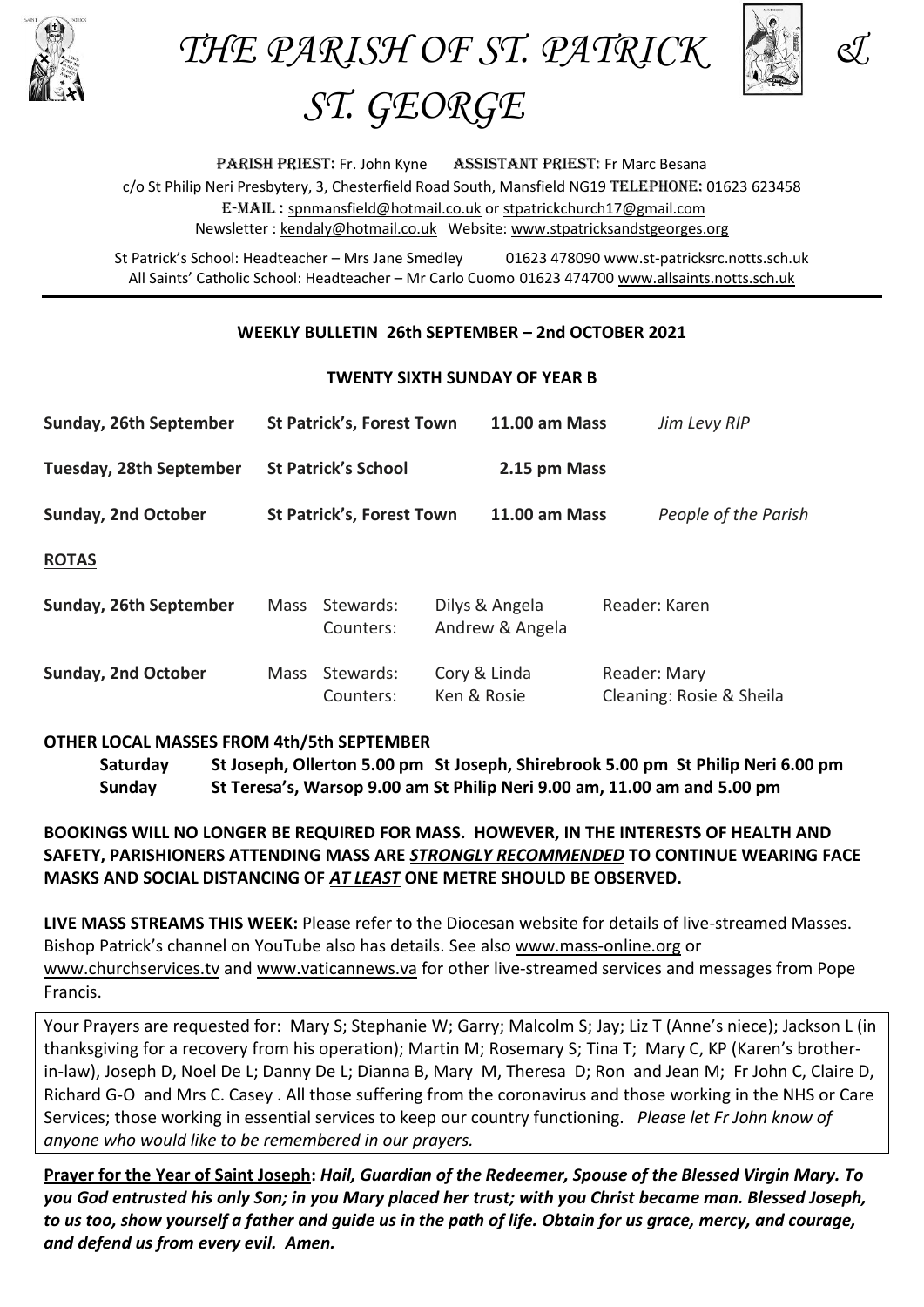# THE PARISH OF ST. PATRICK & ST. GEORGE

PARISH PRIEST: Fr. John Kyne ASSISTANT PRIEST: Fr Marc Besana
c/o St Philip Neri Presbytery, 3, Chesterfield Road South, Mansfield NG19 TELEPHONE: 01623 623458
E-MAIL : spnmansfield@hotmail.co.uk or stpatrickchurch17@gmail.com
Newsletter : kendaly@hotmail.co.uk Website: www.stpatricksandstgeorges.org

St Patrick's School: Headteacher – Mrs Jane Smedley 01623 478090 www.st-patricksrc.notts.sch.uk
All Saints' Catholic School: Headteacher – Mr Carlo Cuomo 01623 474700 www.allsaints.notts.sch.uk

**WEEKLY BULLETIN 26th SEPTEMBER – 2nd OCTOBER 2021**

**TWENTY SIXTH SUNDAY OF YEAR B**

| | | | |
|---|---|---|---|
| **Sunday, 26th September** | **St Patrick's, Forest Town** | **11.00 am Mass** | *Jim Levy RIP* |
| **Tuesday, 28th September** | **St Patrick's School** | **2.15 pm Mass** | |
| **Sunday, 2nd October** | **St Patrick's, Forest Town** | **11.00 am Mass** | *People of the Parish* |

**ROTAS**

| | | | | |
|---|---|---|---|---|
| **Sunday, 26th September** | Mass | Stewards:<br>Counters: | Dilys & Angela<br>Andrew & Angela | Reader: Karen |
| **Sunday, 2nd October** | Mass | Stewards:<br>Counters: | Cory & Linda<br>Ken & Rosie | Reader: Mary<br>Cleaning: Rosie & Sheila |

**OTHER LOCAL MASSES FROM 4th/5th SEPTEMBER**

**Saturday** **St Joseph, Ollerton 5.00 pm St Joseph, Shirebrook 5.00 pm St Philip Neri 6.00 pm**
**Sunday** **St Teresa's, Warsop 9.00 am St Philip Neri 9.00 am, 11.00 am and 5.00 pm**

**BOOKINGS WILL NO LONGER BE REQUIRED FOR MASS. HOWEVER, IN THE INTERESTS OF HEALTH AND SAFETY, PARISHIONERS ATTENDING MASS ARE *STRONGLY RECOMMENDED* TO CONTINUE WEARING FACE MASKS AND SOCIAL DISTANCING OF *AT LEAST* ONE METRE SHOULD BE OBSERVED.**

**LIVE MASS STREAMS THIS WEEK:** Please refer to the Diocesan website for details of live-streamed Masses. Bishop Patrick's channel on YouTube also has details. See also www.mass-online.org or www.churchservices.tv and www.vaticannews.va for other live-streamed services and messages from Pope Francis.

Your Prayers are requested for: Mary S; Stephanie W; Garry; Malcolm S; Jay; Liz T (Anne's niece); Jackson L (in thanksgiving for a recovery from his operation); Martin M; Rosemary S; Tina T; Mary C, KP (Karen's brother-in-law), Joseph D, Noel De L; Danny De L; Dianna B, Mary M, Theresa D; Ron and Jean M; Fr John C, Claire D, Richard G-O and Mrs C. Casey . All those suffering from the coronavirus and those working in the NHS or Care Services; those working in essential services to keep our country functioning. *Please let Fr John know of anyone who would like to be remembered in our prayers.*

**Prayer for the Year of Saint Joseph:** ***Hail, Guardian of the Redeemer, Spouse of the Blessed Virgin Mary. To you God entrusted his only Son; in you Mary placed her trust; with you Christ became man. Blessed Joseph, to us too, show yourself a father and guide us in the path of life. Obtain for us grace, mercy, and courage, and defend us from every evil. Amen.***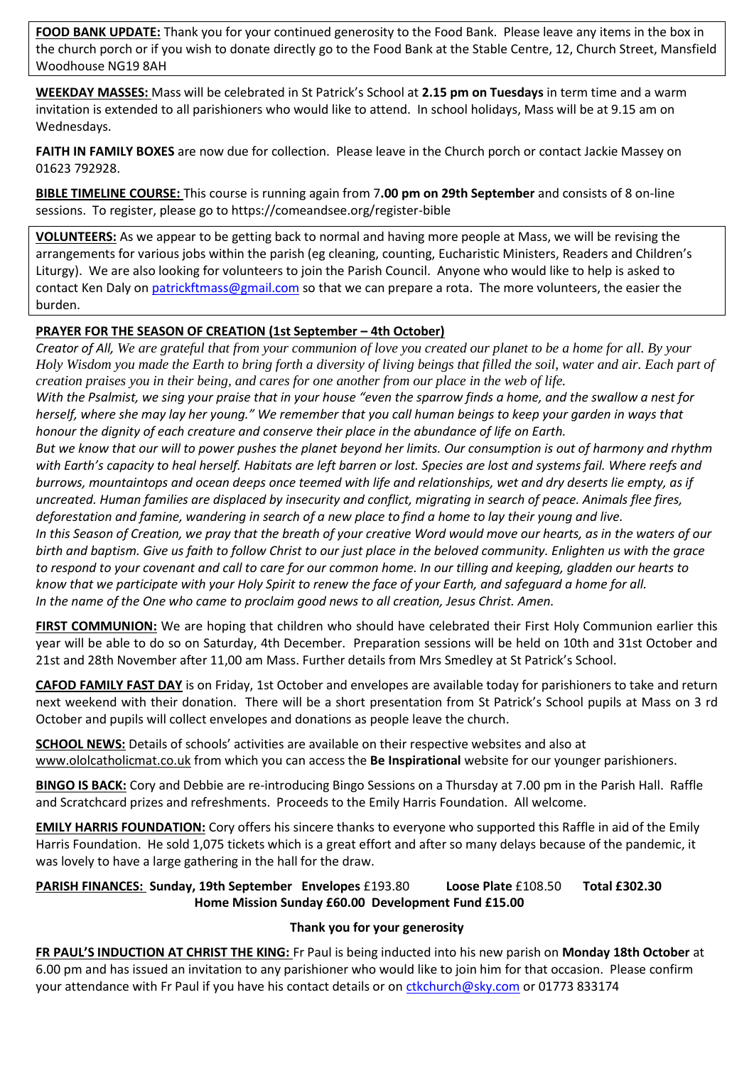**FOOD BANK UPDATE:** Thank you for your continued generosity to the Food Bank. Please leave any items in the box in the church porch or if you wish to donate directly go to the Food Bank at the Stable Centre, 12, Church Street, Mansfield Woodhouse NG19 8AH

**WEEKDAY MASSES:** Mass will be celebrated in St Patrick's School at **2.15 pm on Tuesdays** in term time and a warm invitation is extended to all parishioners who would like to attend. In school holidays, Mass will be at 9.15 am on Wednesdays.

**FAITH IN FAMILY BOXES** are now due for collection. Please leave in the Church porch or contact Jackie Massey on 01623 792928.

**BIBLE TIMELINE COURSE:** This course is running again from 7**.00 pm on 29th September** and consists of 8 on-line sessions. To register, please go to https://comeandsee.org/register-bible

**VOLUNTEERS:** As we appear to be getting back to normal and having more people at Mass, we will be revising the arrangements for various jobs within the parish (eg cleaning, counting, Eucharistic Ministers, Readers and Children's Liturgy). We are also looking for volunteers to join the Parish Council. Anyone who would like to help is asked to contact Ken Daly on patrickftmass@gmail.com so that we can prepare a rota. The more volunteers, the easier the burden.

**PRAYER FOR THE SEASON OF CREATION (1st September – 4th October)**

*Creator of All, We are grateful that from your communion of love you created our planet to be a home for all. By your Holy Wisdom you made the Earth to bring forth a diversity of living beings that filled the soil, water and air. Each part of creation praises you in their being, and cares for one another from our place in the web of life.*

*With the Psalmist, we sing your praise that in your house "even the sparrow finds a home, and the swallow a nest for herself, where she may lay her young." We remember that you call human beings to keep your garden in ways that honour the dignity of each creature and conserve their place in the abundance of life on Earth.*

*But we know that our will to power pushes the planet beyond her limits. Our consumption is out of harmony and rhythm with Earth's capacity to heal herself. Habitats are left barren or lost. Species are lost and systems fail. Where reefs and burrows, mountaintops and ocean deeps once teemed with life and relationships, wet and dry deserts lie empty, as if uncreated. Human families are displaced by insecurity and conflict, migrating in search of peace. Animals flee fires, deforestation and famine, wandering in search of a new place to find a home to lay their young and live.*

*In this Season of Creation, we pray that the breath of your creative Word would move our hearts, as in the waters of our birth and baptism. Give us faith to follow Christ to our just place in the beloved community. Enlighten us with the grace to respond to your covenant and call to care for our common home. In our tilling and keeping, gladden our hearts to know that we participate with your Holy Spirit to renew the face of your Earth, and safeguard a home for all.*

*In the name of the One who came to proclaim good news to all creation, Jesus Christ. Amen.*

**FIRST COMMUNION:** We are hoping that children who should have celebrated their First Holy Communion earlier this year will be able to do so on Saturday, 4th December. Preparation sessions will be held on 10th and 31st October and 21st and 28th November after 11,00 am Mass. Further details from Mrs Smedley at St Patrick's School.

**CAFOD FAMILY FAST DAY** is on Friday, 1st October and envelopes are available today for parishioners to take and return next weekend with their donation. There will be a short presentation from St Patrick's School pupils at Mass on 3 rd October and pupils will collect envelopes and donations as people leave the church.

**SCHOOL NEWS:** Details of schools' activities are available on their respective websites and also at www.ololcatholicmat.co.uk from which you can access the **Be Inspirational** website for our younger parishioners.

**BINGO IS BACK:** Cory and Debbie are re-introducing Bingo Sessions on a Thursday at 7.00 pm in the Parish Hall. Raffle and Scratchcard prizes and refreshments. Proceeds to the Emily Harris Foundation. All welcome.

**EMILY HARRIS FOUNDATION:** Cory offers his sincere thanks to everyone who supported this Raffle in aid of the Emily Harris Foundation. He sold 1,075 tickets which is a great effort and after so many delays because of the pandemic, it was lovely to have a large gathering in the hall for the draw.

**PARISH FINANCES: Sunday, 19th September Envelopes** £193.80 **Loose Plate** £108.50 **Total £302.30**
**Home Mission Sunday £60.00 Development Fund £15.00**

**Thank you for your generosity**

**FR PAUL'S INDUCTION AT CHRIST THE KING:** Fr Paul is being inducted into his new parish on **Monday 18th October** at 6.00 pm and has issued an invitation to any parishioner who would like to join him for that occasion. Please confirm your attendance with Fr Paul if you have his contact details or on ctkchurch@sky.com or 01773 833174